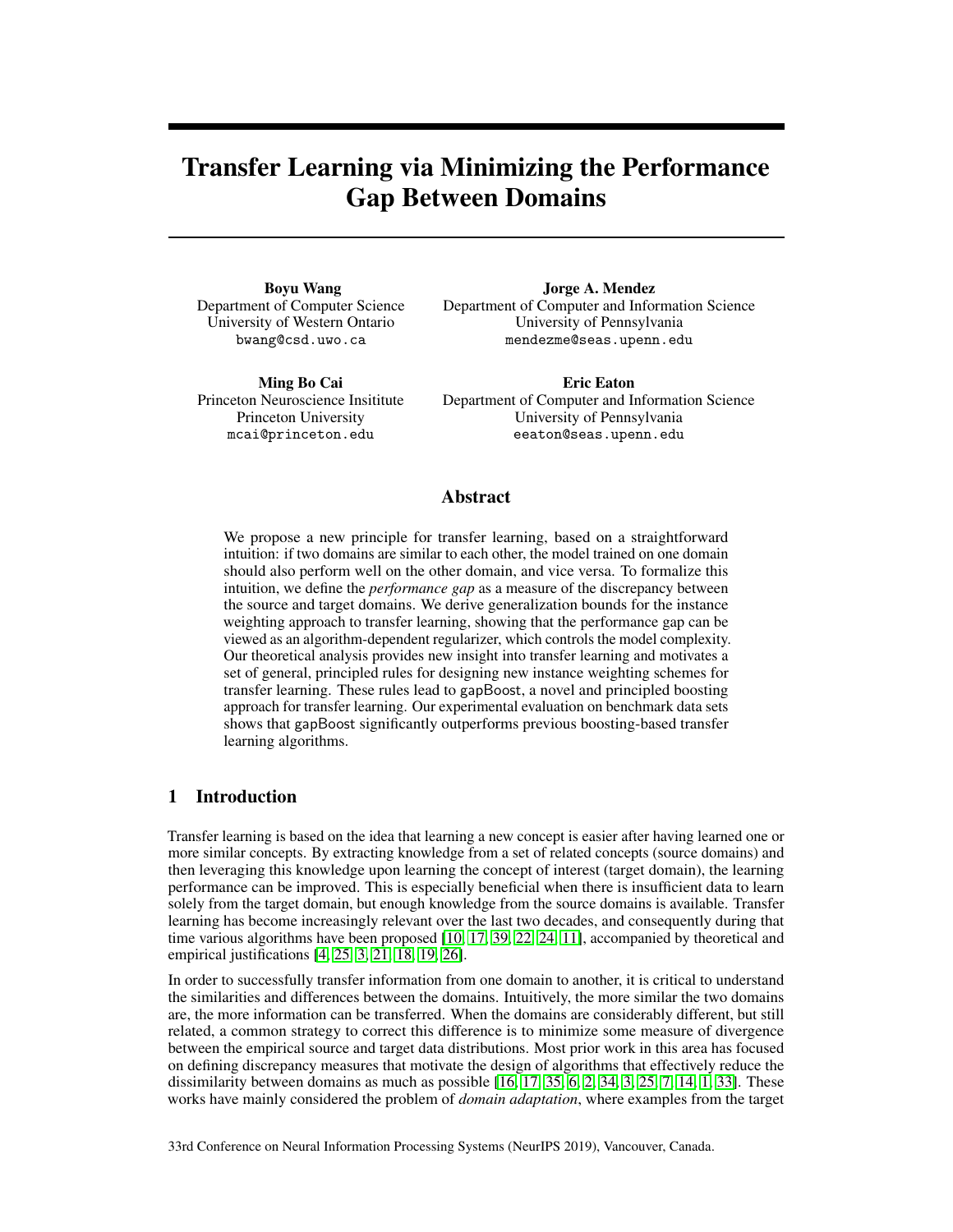# Transfer Learning via Minimizing the Performance Gap Between Domains

**Boyu Wang**
Department of Computer Science
University of Western Ontario
bwang@csd.uwo.ca

**Jorge A. Mendez**
Department of Computer and Information Science
University of Pennsylvania
mendezme@seas.upenn.edu

**Ming Bo Cai**
Princeton Neuroscience Insititute
Princeton University
mcai@princeton.edu

**Eric Eaton**
Department of Computer and Information Science
University of Pennsylvania
eeaton@seas.upenn.edu

## Abstract

We propose a new principle for transfer learning, based on a straightforward intuition: if two domains are similar to each other, the model trained on one domain should also perform well on the other domain, and vice versa. To formalize this intuition, we define the *performance gap* as a measure of the discrepancy between the source and target domains. We derive generalization bounds for the instance weighting approach to transfer learning, showing that the performance gap can be viewed as an algorithm-dependent regularizer, which controls the model complexity. Our theoretical analysis provides new insight into transfer learning and motivates a set of general, principled rules for designing new instance weighting schemes for transfer learning. These rules lead to gapBoost, a novel and principled boosting approach for transfer learning. Our experimental evaluation on benchmark data sets shows that gapBoost significantly outperforms previous boosting-based transfer learning algorithms.

## 1 Introduction

Transfer learning is based on the idea that learning a new concept is easier after having learned one or more similar concepts. By extracting knowledge from a set of related concepts (source domains) and then leveraging this knowledge upon learning the concept of interest (target domain), the learning performance can be improved. This is especially beneficial when there is insufficient data to learn solely from the target domain, but enough knowledge from the source domains is available. Transfer learning has become increasingly relevant over the last two decades, and consequently during that time various algorithms have been proposed [10, 17, 39, 22, 24, 11], accompanied by theoretical and empirical justifications [4, 25, 3, 21, 18, 19, 26].

In order to successfully transfer information from one domain to another, it is critical to understand the similarities and differences between the domains. Intuitively, the more similar the two domains are, the more information can be transferred. When the domains are considerably different, but still related, a common strategy to correct this difference is to minimize some measure of divergence between the empirical source and target data distributions. Most prior work in this area has focused on defining discrepancy measures that motivate the design of algorithms that effectively reduce the dissimilarity between domains as much as possible [16, 17, 35, 6, 2, 34, 3, 25, 7, 14, 1, 33]. These works have mainly considered the problem of *domain adaptation*, where examples from the target

33rd Conference on Neural Information Processing Systems (NeurIPS 2019), Vancouver, Canada.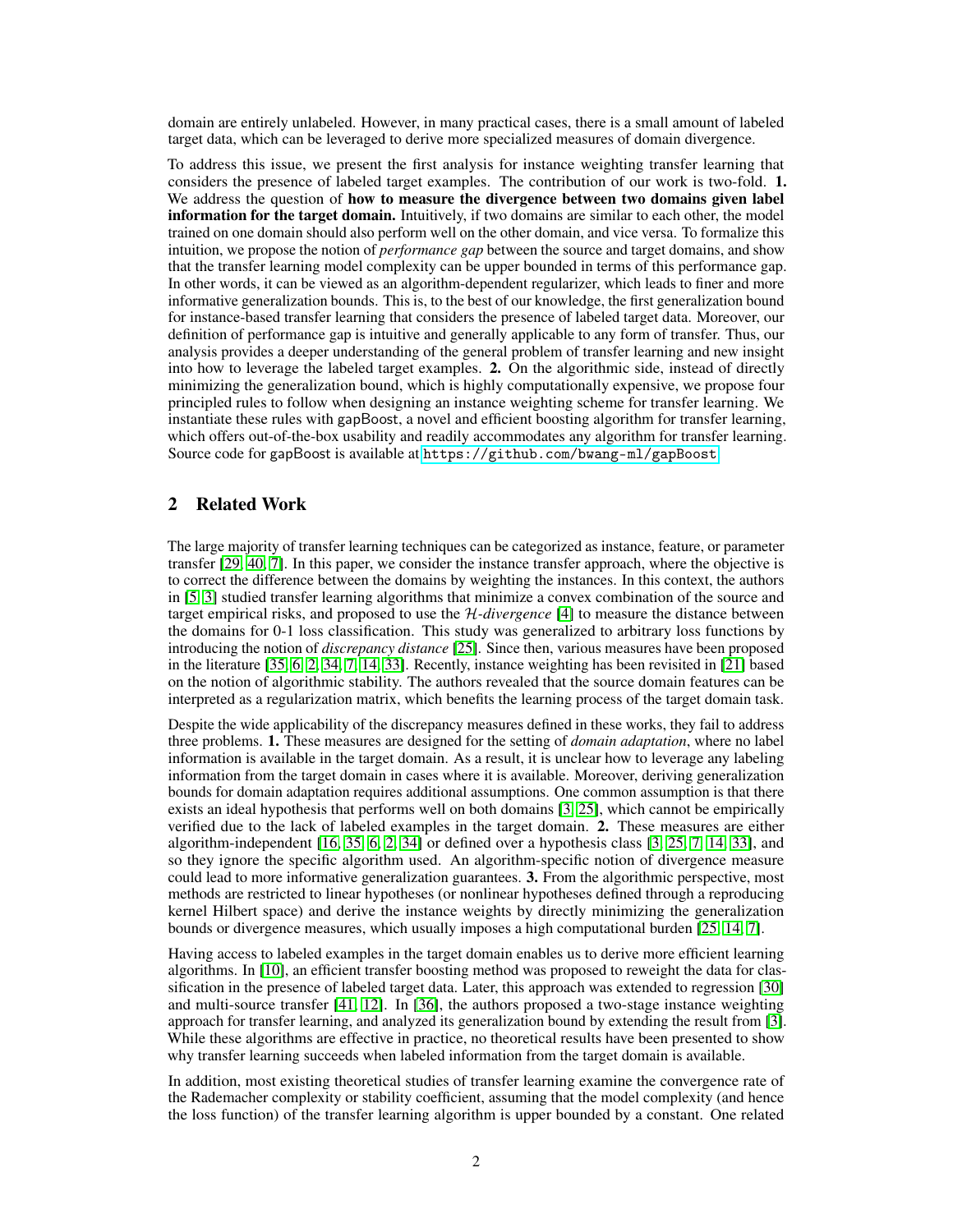domain are entirely unlabeled. However, in many practical cases, there is a small amount of labeled target data, which can be leveraged to derive more specialized measures of domain divergence.

To address this issue, we present the first analysis for instance weighting transfer learning that considers the presence of labeled target examples. The contribution of our work is two-fold. **1.** We address the question of **how to measure the divergence between two domains given label information for the target domain.** Intuitively, if two domains are similar to each other, the model trained on one domain should also perform well on the other domain, and vice versa. To formalize this intuition, we propose the notion of *performance gap* between the source and target domains, and show that the transfer learning model complexity can be upper bounded in terms of this performance gap. In other words, it can be viewed as an algorithm-dependent regularizer, which leads to finer and more informative generalization bounds. This is, to the best of our knowledge, the first generalization bound for instance-based transfer learning that considers the presence of labeled target data. Moreover, our definition of performance gap is intuitive and generally applicable to any form of transfer. Thus, our analysis provides a deeper understanding of the general problem of transfer learning and new insight into how to leverage the labeled target examples. **2.** On the algorithmic side, instead of directly minimizing the generalization bound, which is highly computationally expensive, we propose four principled rules to follow when designing an instance weighting scheme for transfer learning. We instantiate these rules with gapBoost, a novel and efficient boosting algorithm for transfer learning, which offers out-of-the-box usability and readily accommodates any algorithm for transfer learning. Source code for gapBoost is available at `https://github.com/bwang-ml/gapBoost`.

## 2 Related Work

The large majority of transfer learning techniques can be categorized as instance, feature, or parameter transfer [29, 40, 7]. In this paper, we consider the instance transfer approach, where the objective is to correct the difference between the domains by weighting the instances. In this context, the authors in [5, 3] studied transfer learning algorithms that minimize a convex combination of the source and target empirical risks, and proposed to use the $\mathcal{H}$*-divergence* [4] to measure the distance between the domains for 0-1 loss classification. This study was generalized to arbitrary loss functions by introducing the notion of *discrepancy distance* [25]. Since then, various measures have been proposed in the literature [35, 6, 2, 34, 7, 14, 33]. Recently, instance weighting has been revisited in [21] based on the notion of algorithmic stability. The authors revealed that the source domain features can be interpreted as a regularization matrix, which benefits the learning process of the target domain task.

Despite the wide applicability of the discrepancy measures defined in these works, they fail to address three problems. **1.** These measures are designed for the setting of *domain adaptation*, where no label information is available in the target domain. As a result, it is unclear how to leverage any labeling information from the target domain in cases where it is available. Moreover, deriving generalization bounds for domain adaptation requires additional assumptions. One common assumption is that there exists an ideal hypothesis that performs well on both domains [3, 25], which cannot be empirically verified due to the lack of labeled examples in the target domain. **2.** These measures are either algorithm-independent [16, 35, 6, 2, 34] or defined over a hypothesis class [3, 25, 7, 14, 33], and so they ignore the specific algorithm used. An algorithm-specific notion of divergence measure could lead to more informative generalization guarantees. **3.** From the algorithmic perspective, most methods are restricted to linear hypotheses (or nonlinear hypotheses defined through a reproducing kernel Hilbert space) and derive the instance weights by directly minimizing the generalization bounds or divergence measures, which usually imposes a high computational burden [25, 14, 7].

Having access to labeled examples in the target domain enables us to derive more efficient learning algorithms. In [10], an efficient transfer boosting method was proposed to reweight the data for classification in the presence of labeled target data. Later, this approach was extended to regression [30] and multi-source transfer [41, 12]. In [36], the authors proposed a two-stage instance weighting approach for transfer learning, and analyzed its generalization bound by extending the result from [3]. While these algorithms are effective in practice, no theoretical results have been presented to show why transfer learning succeeds when labeled information from the target domain is available.

In addition, most existing theoretical studies of transfer learning examine the convergence rate of the Rademacher complexity or stability coefficient, assuming that the model complexity (and hence the loss function) of the transfer learning algorithm is upper bounded by a constant. One related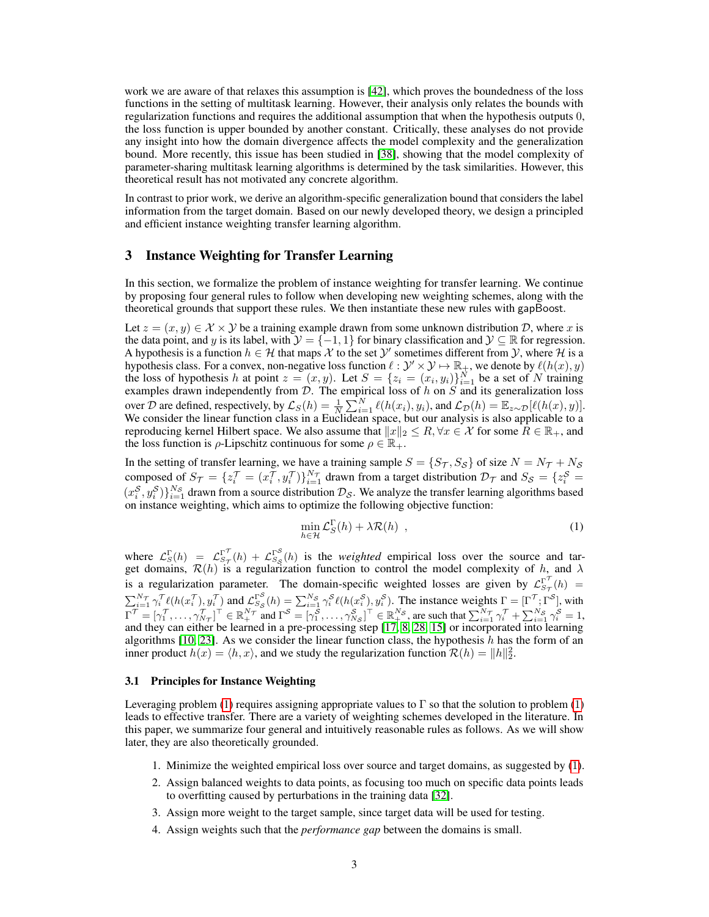work we are aware of that relaxes this assumption is [42], which proves the boundedness of the loss functions in the setting of multitask learning. However, their analysis only relates the bounds with regularization functions and requires the additional assumption that when the hypothesis outputs 0, the loss function is upper bounded by another constant. Critically, these analyses do not provide any insight into how the domain divergence affects the model complexity and the generalization bound. More recently, this issue has been studied in [38], showing that the model complexity of parameter-sharing multitask learning algorithms is determined by the task similarities. However, this theoretical result has not motivated any concrete algorithm.

In contrast to prior work, we derive an algorithm-specific generalization bound that considers the label information from the target domain. Based on our newly developed theory, we design a principled and efficient instance weighting transfer learning algorithm.

## 3 Instance Weighting for Transfer Learning

In this section, we formalize the problem of instance weighting for transfer learning. We continue by proposing four general rules to follow when developing new weighting schemes, along with the theoretical grounds that support these rules. We then instantiate these new rules with gapBoost.

Let $z = (x, y) \in \mathcal{X} \times \mathcal{Y}$ be a training example drawn from some unknown distribution $\mathcal{D}$, where $x$ is the data point, and $y$ is its label, with $\mathcal{Y} = \{-1, 1\}$ for binary classification and $\mathcal{Y} \subseteq \mathbb{R}$ for regression. A hypothesis is a function $h \in \mathcal{H}$ that maps $\mathcal{X}$ to the set $\mathcal{Y}'$ sometimes different from $\mathcal{Y}$, where $\mathcal{H}$ is a hypothesis class. For a convex, non-negative loss function $\ell : \mathcal{Y}' \times \mathcal{Y} \mapsto \mathbb{R}_+$, we denote by $\ell(h(x), y)$ the loss of hypothesis $h$ at point $z = (x, y)$. Let $S = \{z_i = (x_i, y_i)\}_{i=1}^{N}$ be a set of $N$ training examples drawn independently from $\mathcal{D}$. The empirical loss of $h$ on $S$ and its generalization loss over $\mathcal{D}$ are defined, respectively, by $\mathcal{L}_S(h) = \frac{1}{N}\sum_{i=1}^{N} \ell(h(x_i), y_i)$, and $\mathcal{L}_{\mathcal{D}}(h) = \mathbb{E}_{z\sim\mathcal{D}}[\ell(h(x), y)]$. We consider the linear function class in a Euclidean space, but our analysis is also applicable to a reproducing kernel Hilbert space. We also assume that $\|x\|_2 \leq R, \forall x \in \mathcal{X}$ for some $R \in \mathbb{R}_+$, and the loss function is $\rho$-Lipschitz continuous for some $\rho \in \mathbb{R}_+$.

In the setting of transfer learning, we have a training sample $S = \{S_{\mathcal{T}}, S_{\mathcal{S}}\}$ of size $N = N_{\mathcal{T}} + N_{\mathcal{S}}$ composed of $S_{\mathcal{T}} = \{z_i^{\mathcal{T}} = (x_i^{\mathcal{T}}, y_i^{\mathcal{T}})\}_{i=1}^{N_{\mathcal{T}}}$ drawn from a target distribution $\mathcal{D}_{\mathcal{T}}$ and $S_{\mathcal{S}} = \{z_i^{\mathcal{S}} = (x_i^{\mathcal{S}}, y_i^{\mathcal{S}})\}_{i=1}^{N_{\mathcal{S}}}$ drawn from a source distribution $\mathcal{D}_{\mathcal{S}}$. We analyze the transfer learning algorithms based on instance weighting, which aims to optimize the following objective function:

$$\min_{h\in\mathcal{H}} \mathcal{L}_S^{\Gamma}(h) + \lambda\mathcal{R}(h) \ , \tag{1}$$

where $\mathcal{L}_S^{\Gamma}(h) = \mathcal{L}_{S_{\mathcal{T}}}^{\Gamma^{\mathcal{T}}}(h) + \mathcal{L}_{S_{\mathcal{S}}}^{\Gamma^{\mathcal{S}}}(h)$ is the *weighted* empirical loss over the source and target domains, $\mathcal{R}(h)$ is a regularization function to control the model complexity of $h$, and $\lambda$ is a regularization parameter. The domain-specific weighted losses are given by $\mathcal{L}_{S_{\mathcal{T}}}^{\Gamma^{\mathcal{T}}}(h) = \sum_{i=1}^{N_{\mathcal{T}}} \gamma_i^{\mathcal{T}} \ell(h(x_i^{\mathcal{T}}), y_i^{\mathcal{T}})$ and $\mathcal{L}_{S_{\mathcal{S}}}^{\Gamma^{\mathcal{S}}}(h) = \sum_{i=1}^{N_{\mathcal{S}}} \gamma_i^{\mathcal{S}} \ell(h(x_i^{\mathcal{S}}), y_i^{\mathcal{S}})$. The instance weights $\Gamma = [\Gamma^{\mathcal{T}}; \Gamma^{\mathcal{S}}]$, with $\Gamma^{\mathcal{T}} = [\gamma_1^{\mathcal{T}}, \dots, \gamma_{N_{\mathcal{T}}}^{\mathcal{T}}]^\top \in \mathbb{R}_+^{N_{\mathcal{T}}}$ and $\Gamma^{\mathcal{S}} = [\gamma_1^{\mathcal{S}}, \dots, \gamma_{N_{\mathcal{S}}}^{\mathcal{S}}]^\top \in \mathbb{R}_+^{N_{\mathcal{S}}}$, are such that $\sum_{i=1}^{N_{\mathcal{T}}} \gamma_i^{\mathcal{T}} + \sum_{i=1}^{N_{\mathcal{S}}} \gamma_i^{\mathcal{S}} = 1$, and they can either be learned in a pre-processing step [17, 8, 28, 15] or incorporated into learning algorithms [10, 23]. As we consider the linear function class, the hypothesis $h$ has the form of an inner product $h(x) = \langle h, x\rangle$, and we study the regularization function $\mathcal{R}(h) = \|h\|_2^2$.

### 3.1 Principles for Instance Weighting

Leveraging problem (1) requires assigning appropriate values to $\Gamma$ so that the solution to problem (1) leads to effective transfer. There are a variety of weighting schemes developed in the literature. In this paper, we summarize four general and intuitively reasonable rules as follows. As we will show later, they are also theoretically grounded.

1. Minimize the weighted empirical loss over source and target domains, as suggested by (1).
2. Assign balanced weights to data points, as focusing too much on specific data points leads to overfitting caused by perturbations in the training data [32].
3. Assign more weight to the target sample, since target data will be used for testing.
4. Assign weights such that the *performance gap* between the domains is small.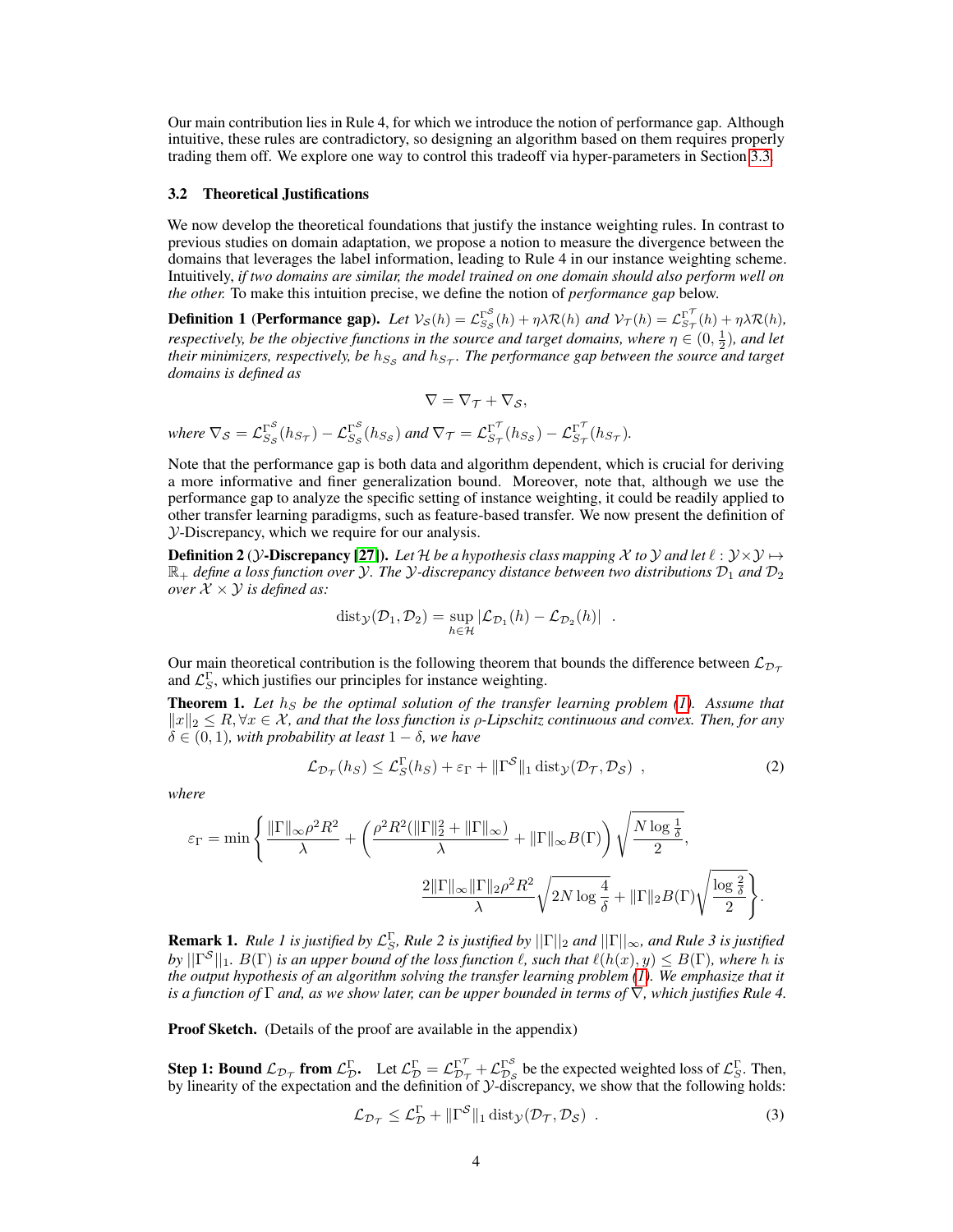Our main contribution lies in Rule 4, for which we introduce the notion of performance gap. Although intuitive, these rules are contradictory, so designing an algorithm based on them requires properly trading them off. We explore one way to control this tradeoff via hyper-parameters in Section 3.3.

### 3.2 Theoretical Justifications

We now develop the theoretical foundations that justify the instance weighting rules. In contrast to previous studies on domain adaptation, we propose a notion to measure the divergence between the domains that leverages the label information, leading to Rule 4 in our instance weighting scheme. Intuitively, *if two domains are similar, the model trained on one domain should also perform well on the other.* To make this intuition precise, we define the notion of *performance gap* below.

**Definition 1 (Performance gap).** *Let $\mathcal{V}_{\mathcal{S}}(h) = \mathcal{L}^{\Gamma^{\mathcal{S}}}_{S_{\mathcal{S}}}(h) + \eta\lambda\mathcal{R}(h)$ and $\mathcal{V}_{\mathcal{T}}(h) = \mathcal{L}^{\Gamma^{\mathcal{T}}}_{S_{\mathcal{T}}}(h) + \eta\lambda\mathcal{R}(h)$, respectively, be the objective functions in the source and target domains, where $\eta \in (0, \frac{1}{2})$, and let their minimizers, respectively, be $h_{S_{\mathcal{S}}}$ and $h_{S_{\mathcal{T}}}$. The performance gap between the source and target domains is defined as*

$$\nabla = \nabla_{\mathcal{T}} + \nabla_{\mathcal{S}},$$

*where $\nabla_{\mathcal{S}} = \mathcal{L}^{\Gamma^{\mathcal{S}}}_{S_{\mathcal{S}}}(h_{S_{\mathcal{T}}}) - \mathcal{L}^{\Gamma^{\mathcal{S}}}_{S_{\mathcal{S}}}(h_{S_{\mathcal{S}}})$ and $\nabla_{\mathcal{T}} = \mathcal{L}^{\Gamma^{\mathcal{T}}}_{S_{\mathcal{T}}}(h_{S_{\mathcal{S}}}) - \mathcal{L}^{\Gamma^{\mathcal{T}}}_{S_{\mathcal{T}}}(h_{S_{\mathcal{T}}})$.*

Note that the performance gap is both data and algorithm dependent, which is crucial for deriving a more informative and finer generalization bound. Moreover, note that, although we use the performance gap to analyze the specific setting of instance weighting, it could be readily applied to other transfer learning paradigms, such as feature-based transfer. We now present the definition of $\mathcal{Y}$-Discrepancy, which we require for our analysis.

**Definition 2** **($\mathcal{Y}$-Discrepancy [27]).** *Let $\mathcal{H}$ be a hypothesis class mapping $\mathcal{X}$ to $\mathcal{Y}$ and let $\ell : \mathcal{Y} \times \mathcal{Y} \mapsto \mathbb{R}_+$ define a loss function over $\mathcal{Y}$. The $\mathcal{Y}$-discrepancy distance between two distributions $\mathcal{D}_1$ and $\mathcal{D}_2$ over $\mathcal{X} \times \mathcal{Y}$ is defined as:*

$$\mathrm{dist}_{\mathcal{Y}}(\mathcal{D}_1, \mathcal{D}_2) = \sup_{h \in \mathcal{H}} |\mathcal{L}_{\mathcal{D}_1}(h) - \mathcal{L}_{\mathcal{D}_2}(h)| \ .$$

Our main theoretical contribution is the following theorem that bounds the difference between $\mathcal{L}_{\mathcal{D}_{\mathcal{T}}}$ and $\mathcal{L}^{\Gamma}_{S}$, which justifies our principles for instance weighting.

**Theorem 1.** *Let $h_S$ be the optimal solution of the transfer learning problem (1). Assume that $\|x\|_2 \leq R, \forall x \in \mathcal{X}$, and that the loss function is $\rho$-Lipschitz continuous and convex. Then, for any $\delta \in (0, 1)$, with probability at least $1 - \delta$, we have*

$$\mathcal{L}_{\mathcal{D}_{\mathcal{T}}}(h_S) \leq \mathcal{L}^{\Gamma}_{S}(h_S) + \varepsilon_{\Gamma} + \|\Gamma^{\mathcal{S}}\|_1 \,\mathrm{dist}_{\mathcal{Y}}(\mathcal{D}_{\mathcal{T}}, \mathcal{D}_{\mathcal{S}}) \ , \tag{2}$$

*where*

$$\varepsilon_{\Gamma} = \min\left\{ \frac{\|\Gamma\|_\infty \rho^2 R^2}{\lambda} + \left( \frac{\rho^2 R^2 (\|\Gamma\|_2^2 + \|\Gamma\|_\infty)}{\lambda} + \|\Gamma\|_\infty B(\Gamma) \right) \sqrt{\frac{N \log \frac{1}{\delta}}{2}}, \right.$$
$$\left. \frac{2\|\Gamma\|_\infty \|\Gamma\|_2 \rho^2 R^2}{\lambda} \sqrt{2N \log \frac{4}{\delta}} + \|\Gamma\|_2 B(\Gamma) \sqrt{\frac{\log \frac{2}{\delta}}{2}} \right\}.$$

**Remark 1.** *Rule 1 is justified by $\mathcal{L}^{\Gamma}_{S}$, Rule 2 is justified by $||\Gamma||_2$ and $||\Gamma||_\infty$, and Rule 3 is justified by $||\Gamma^{\mathcal{S}}||_1$. $B(\Gamma)$ is an upper bound of the loss function $\ell$, such that $\ell(h(x), y) \leq B(\Gamma)$, where $h$ is the output hypothesis of an algorithm solving the transfer learning problem (1). We emphasize that it is a function of $\Gamma$ and, as we show later, can be upper bounded in terms of $\nabla$, which justifies Rule 4.*

**Proof Sketch.** (Details of the proof are available in the appendix)

**Step 1: Bound $\mathcal{L}_{\mathcal{D}_{\mathcal{T}}}$ from $\mathcal{L}^{\Gamma}_{\mathcal{D}}$.** Let $\mathcal{L}^{\Gamma}_{\mathcal{D}} = \mathcal{L}^{\Gamma^{\mathcal{T}}}_{\mathcal{D}_{\mathcal{T}}} + \mathcal{L}^{\Gamma^{\mathcal{S}}}_{\mathcal{D}_{\mathcal{S}}}$ be the expected weighted loss of $\mathcal{L}^{\Gamma}_{S}$. Then, by linearity of the expectation and the definition of $\mathcal{Y}$-discrepancy, we show that the following holds:

$$\mathcal{L}_{\mathcal{D}_{\mathcal{T}}} \leq \mathcal{L}^{\Gamma}_{\mathcal{D}} + \|\Gamma^{\mathcal{S}}\|_1 \,\mathrm{dist}_{\mathcal{Y}}(\mathcal{D}_{\mathcal{T}}, \mathcal{D}_{\mathcal{S}}) \ . \tag{3}$$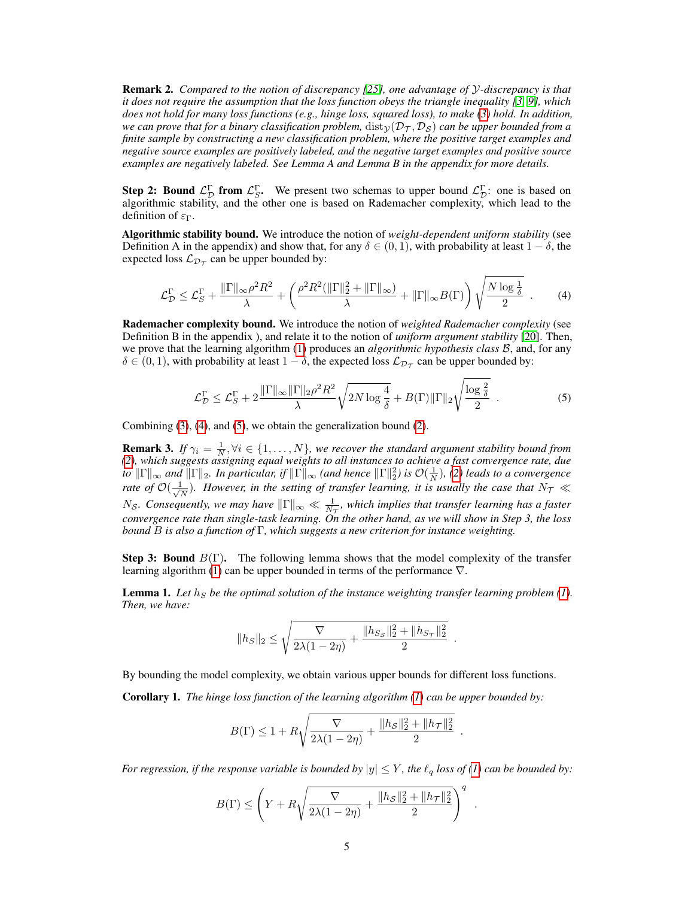**Remark 2.** *Compared to the notion of discrepancy [25], one advantage of $\mathcal{Y}$-discrepancy is that it does not require the assumption that the loss function obeys the triangle inequality [3, 9], which does not hold for many loss functions (e.g., hinge loss, squared loss), to make (3) hold. In addition, we can prove that for a binary classification problem, $\mathrm{dist}_{\mathcal{Y}}(\mathcal{D}_{\mathcal{T}}, \mathcal{D}_{\mathcal{S}})$ can be upper bounded from a finite sample by constructing a new classification problem, where the positive target examples and negative source examples are positively labeled, and the negative target examples and positive source examples are negatively labeled. See Lemma A and Lemma B in the appendix for more details.*

**Step 2: Bound $\mathcal{L}_{\mathcal{D}}^{\Gamma}$ from $\mathcal{L}_{S}^{\Gamma}$.** We present two schemas to upper bound $\mathcal{L}_{\mathcal{D}}^{\Gamma}$: one is based on algorithmic stability, and the other one is based on Rademacher complexity, which lead to the definition of $\varepsilon_{\Gamma}$.

**Algorithmic stability bound.** We introduce the notion of *weight-dependent uniform stability* (see Definition A in the appendix) and show that, for any $\delta \in (0, 1)$, with probability at least $1 - \delta$, the expected loss $\mathcal{L}_{\mathcal{D}_{\mathcal{T}}}$ can be upper bounded by:

$$\mathcal{L}_{\mathcal{D}}^{\Gamma} \leq \mathcal{L}_{S}^{\Gamma} + \frac{\|\Gamma\|_{\infty}\rho^2 R^2}{\lambda} + \left( \frac{\rho^2 R^2 (\|\Gamma\|_2^2 + \|\Gamma\|_{\infty})}{\lambda} + \|\Gamma\|_{\infty} B(\Gamma) \right) \sqrt{\frac{N \log \frac{1}{\delta}}{2}} \ . \tag{4}$$

**Rademacher complexity bound.** We introduce the notion of *weighted Rademacher complexity* (see Definition B in the appendix ), and relate it to the notion of *uniform argument stability* [20]. Then, we prove that the learning algorithm (1) produces an *algorithmic hypothesis class* $\mathcal{B}$, and, for any $\delta \in (0, 1)$, with probability at least $1 - \delta$, the expected loss $\mathcal{L}_{\mathcal{D}_{\mathcal{T}}}$ can be upper bounded by:

$$\mathcal{L}_{\mathcal{D}}^{\Gamma} \leq \mathcal{L}_{S}^{\Gamma} + 2\frac{\|\Gamma\|_{\infty}\|\Gamma\|_2 \rho^2 R^2}{\lambda} \sqrt{2N \log \frac{4}{\delta}} + B(\Gamma)\|\Gamma\|_2 \sqrt{\frac{\log \frac{2}{\delta}}{2}} \ . \tag{5}$$

Combining (3), (4), and (5), we obtain the generalization bound (2).

**Remark 3.** *If $\gamma_i = \frac{1}{N}, \forall i \in \{1, \ldots, N\}$, we recover the standard argument stability bound from (2), which suggests assigning equal weights to all instances to achieve a fast convergence rate, due to $\|\Gamma\|_{\infty}$ and $\|\Gamma\|_2$. In particular, if $\|\Gamma\|_{\infty}$ (and hence $\|\Gamma\|_2^2$) is $\mathcal{O}(\frac{1}{N})$, (2) leads to a convergence rate of $\mathcal{O}(\frac{1}{\sqrt{N}})$. However, in the setting of transfer learning, it is usually the case that $N_{\mathcal{T}} \ll N_{\mathcal{S}}$. Consequently, we may have $\|\Gamma\|_{\infty} \ll \frac{1}{N_{\mathcal{T}}}$, which implies that transfer learning has a faster convergence rate than single-task learning. On the other hand, as we will show in Step 3, the loss bound $B$ is also a function of $\Gamma$, which suggests a new criterion for instance weighting.*

**Step 3: Bound $B(\Gamma)$.** The following lemma shows that the model complexity of the transfer learning algorithm (1) can be upper bounded in terms of the performance $\nabla$.

**Lemma 1.** *Let $h_S$ be the optimal solution of the instance weighting transfer learning problem (1). Then, we have:*

$$\|h_S\|_2 \leq \sqrt{\frac{\nabla}{2\lambda(1 - 2\eta)} + \frac{\|h_{S_{\mathcal{S}}}\|_2^2 + \|h_{S_{\mathcal{T}}}\|_2^2}{2}} \ .$$

By bounding the model complexity, we obtain various upper bounds for different loss functions.

**Corollary 1.** *The hinge loss function of the learning algorithm (1) can be upper bounded by:*

$$B(\Gamma) \leq 1 + R\sqrt{\frac{\nabla}{2\lambda(1 - 2\eta)} + \frac{\|h_{\mathcal{S}}\|_2^2 + \|h_{\mathcal{T}}\|_2^2}{2}} \ .$$

*For regression, if the response variable is bounded by $|y| \leq Y$, the $\ell_q$ loss of (1) can be bounded by:*

$$B(\Gamma) \leq \left( Y + R\sqrt{\frac{\nabla}{2\lambda(1 - 2\eta)} + \frac{\|h_{\mathcal{S}}\|_2^2 + \|h_{\mathcal{T}}\|_2^2}{2}} \right)^q \ .$$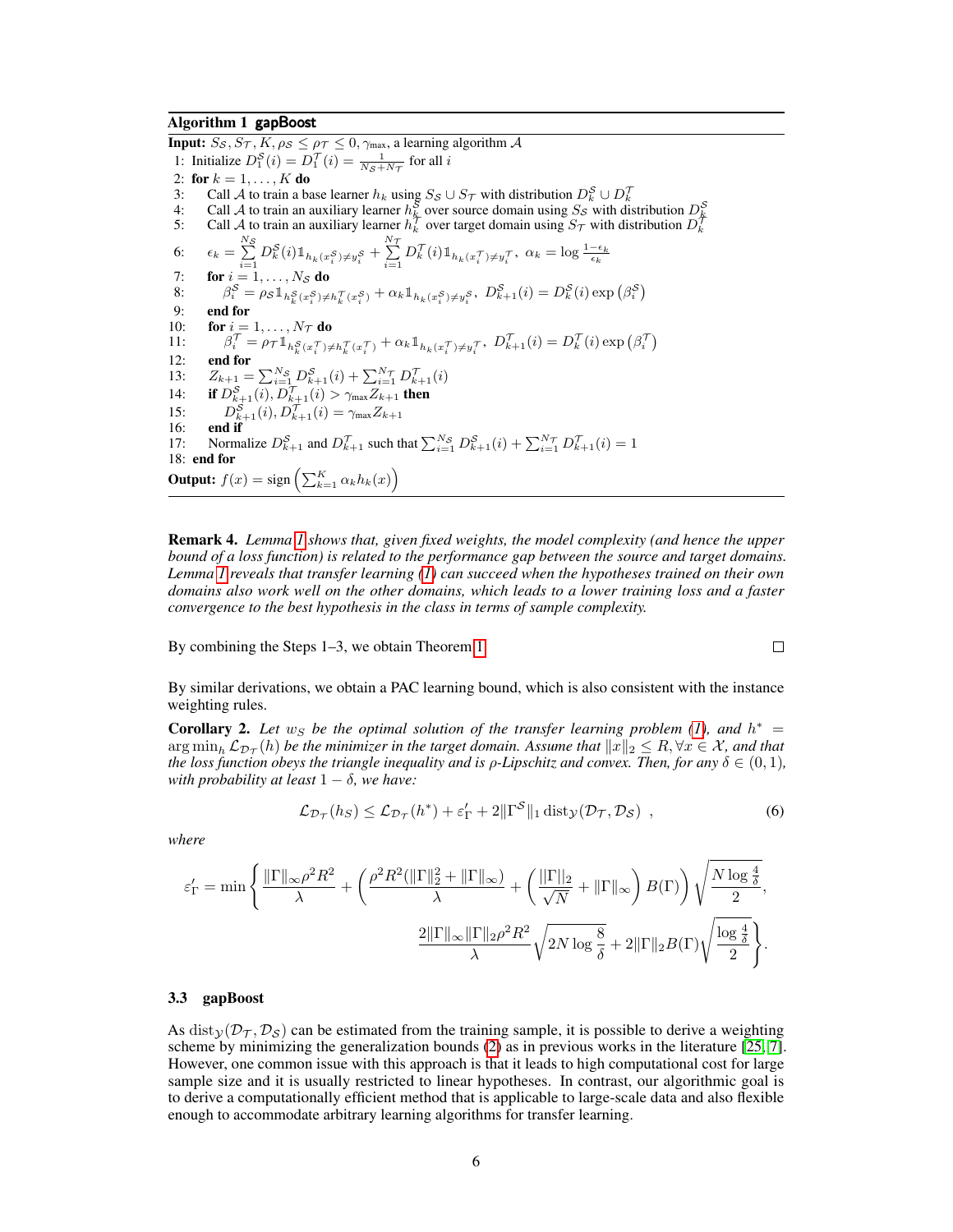**Algorithm 1 gapBoost**

**Input:** $S_\mathcal{S}, S_\mathcal{T}, K, \rho_\mathcal{S} \le \rho_\mathcal{T} \le 0, \gamma_{\max}$, a learning algorithm $\mathcal{A}$

1: Initialize $D_1^\mathcal{S}(i) = D_1^\mathcal{T}(i) = \frac{1}{N_\mathcal{S}+N_\mathcal{T}}$ for all $i$
2: **for** $k = 1, \ldots, K$ **do**
3: Call $\mathcal{A}$ to train a base learner $h_k$ using $S_\mathcal{S} \cup S_\mathcal{T}$ with distribution $D_k^\mathcal{S} \cup D_k^\mathcal{T}$
4: Call $\mathcal{A}$ to train an auxiliary learner $h_k^\mathcal{S}$ over source domain using $S_\mathcal{S}$ with distribution $D_k^\mathcal{S}$
5: Call $\mathcal{A}$ to train an auxiliary learner $h_k^\mathcal{T}$ over target domain using $S_\mathcal{T}$ with distribution $D_k^\mathcal{T}$
6: $\epsilon_k = \sum_{i=1}^{N_\mathcal{S}} D_k^\mathcal{S}(i) \mathbb{1}_{h_k(x_i^\mathcal{S}) \ne y_i^\mathcal{S}} + \sum_{i=1}^{N_\mathcal{T}} D_k^\mathcal{T}(i) \mathbb{1}_{h_k(x_i^\mathcal{T}) \ne y_i^\mathcal{T}}$, $\alpha_k = \log \frac{1-\epsilon_k}{\epsilon_k}$
7: **for** $i = 1, \ldots, N_\mathcal{S}$ **do**
8: $\beta_i^\mathcal{S} = \rho_\mathcal{S} \mathbb{1}_{h_k^\mathcal{S}(x_i^\mathcal{S}) \ne h_k^\mathcal{T}(x_i^\mathcal{S})} + \alpha_k \mathbb{1}_{h_k(x_i^\mathcal{S}) \ne y_i^\mathcal{S}}$, $D_{k+1}^\mathcal{S}(i) = D_k^\mathcal{S}(i) \exp\left(\beta_i^\mathcal{S}\right)$
9: **end for**
10: **for** $i = 1, \ldots, N_\mathcal{T}$ **do**
11: $\beta_i^\mathcal{T} = \rho_\mathcal{T} \mathbb{1}_{h_k^\mathcal{S}(x_i^\mathcal{T}) \ne h_k^\mathcal{T}(x_i^\mathcal{T})} + \alpha_k \mathbb{1}_{h_k(x_i^\mathcal{T}) \ne y_i^\mathcal{T}}$, $D_{k+1}^\mathcal{T}(i) = D_k^\mathcal{T}(i) \exp\left(\beta_i^\mathcal{T}\right)$
12: **end for**
13: $Z_{k+1} = \sum_{i=1}^{N_\mathcal{S}} D_{k+1}^\mathcal{S}(i) + \sum_{i=1}^{N_\mathcal{T}} D_{k+1}^\mathcal{T}(i)$
14: **if** $D_{k+1}^\mathcal{S}(i), D_{k+1}^\mathcal{T}(i) > \gamma_{\max} Z_{k+1}$ **then**
15: $D_{k+1}^\mathcal{S}(i), D_{k+1}^\mathcal{T}(i) = \gamma_{\max} Z_{k+1}$
16: **end if**
17: Normalize $D_{k+1}^\mathcal{S}$ and $D_{k+1}^\mathcal{T}$ such that $\sum_{i=1}^{N_\mathcal{S}} D_{k+1}^\mathcal{S}(i) + \sum_{i=1}^{N_\mathcal{T}} D_{k+1}^\mathcal{T}(i) = 1$
18: **end for**

**Output:** $f(x) = \text{sign}\left(\sum_{k=1}^{K} \alpha_k h_k(x)\right)$

**Remark 4.** *Lemma 1 shows that, given fixed weights, the model complexity (and hence the upper bound of a loss function) is related to the performance gap between the source and target domains. Lemma 1 reveals that transfer learning (1) can succeed when the hypotheses trained on their own domains also work well on the other domains, which leads to a lower training loss and a faster convergence to the best hypothesis in the class in terms of sample complexity.*

By combining the Steps 1–3, we obtain Theorem 1. □

By similar derivations, we obtain a PAC learning bound, which is also consistent with the instance weighting rules.

**Corollary 2.** *Let $w_S$ be the optimal solution of the transfer learning problem (1), and $h^* = \arg\min_h \mathcal{L}_{\mathcal{D}_\mathcal{T}}(h)$ be the minimizer in the target domain. Assume that $\|x\|_2 \le R, \forall x \in \mathcal{X}$, and that the loss function obeys the triangle inequality and is $\rho$-Lipschitz and convex. Then, for any $\delta \in (0, 1)$, with probability at least $1 - \delta$, we have:*

$$\mathcal{L}_{\mathcal{D}_\mathcal{T}}(h_S) \le \mathcal{L}_{\mathcal{D}_\mathcal{T}}(h^*) + \varepsilon'_\Gamma + 2\|\Gamma^\mathcal{S}\|_1 \, \text{dist}_\mathcal{Y}(\mathcal{D}_\mathcal{T}, \mathcal{D}_\mathcal{S}) \ , \tag{6}$$

*where*

$$\varepsilon'_\Gamma = \min\Bigg\{ \frac{\|\Gamma\|_\infty \rho^2 R^2}{\lambda} + \left( \frac{\rho^2 R^2 (\|\Gamma\|_2^2 + \|\Gamma\|_\infty)}{\lambda} + \left( \frac{\|\Gamma\|_2}{\sqrt{N}} + \|\Gamma\|_\infty \right) B(\Gamma) \right) \sqrt{\frac{N \log \frac{4}{\delta}}{2}},$$
$$\frac{2\|\Gamma\|_\infty \|\Gamma\|_2 \rho^2 R^2}{\lambda} \sqrt{2N \log \frac{8}{\delta}} + 2\|\Gamma\|_2 B(\Gamma) \sqrt{\frac{\log \frac{4}{\delta}}{2}} \Bigg\}.$$

### 3.3 gapBoost

As $\text{dist}_\mathcal{Y}(\mathcal{D}_\mathcal{T}, \mathcal{D}_\mathcal{S})$ can be estimated from the training sample, it is possible to derive a weighting scheme by minimizing the generalization bounds (2) as in previous works in the literature [25, 7]. However, one common issue with this approach is that it leads to high computational cost for large sample size and it is usually restricted to linear hypotheses. In contrast, our algorithmic goal is to derive a computationally efficient method that is applicable to large-scale data and also flexible enough to accommodate arbitrary learning algorithms for transfer learning.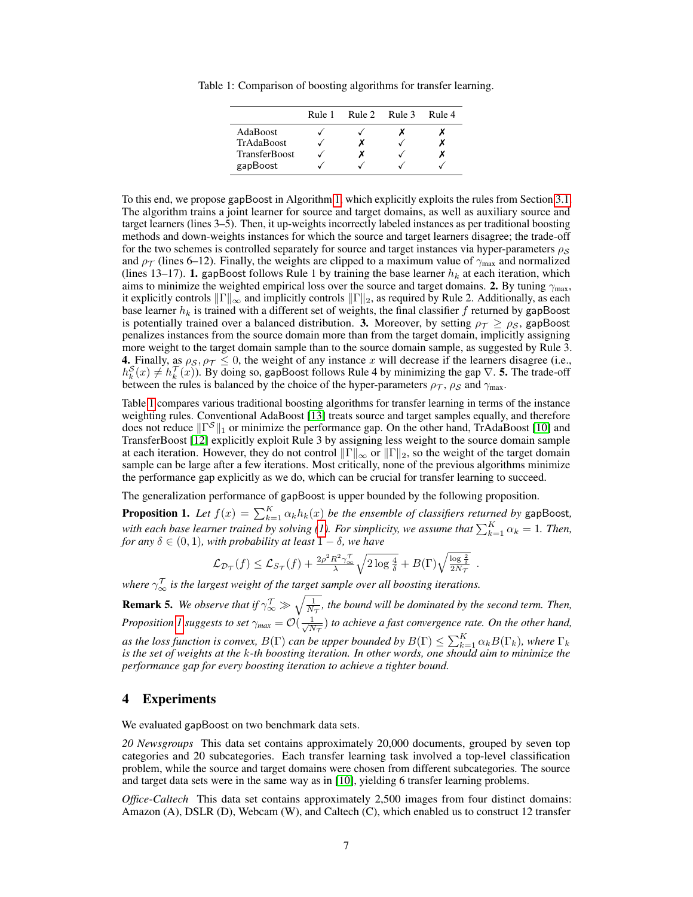Table 1: Comparison of boosting algorithms for transfer learning.

| | Rule 1 | Rule 2 | Rule 3 | Rule 4 |
|---|---|---|---|---|
| AdaBoost | ✓ | ✓ | ✗ | ✗ |
| TrAdaBoost | ✓ | ✗ | ✓ | ✗ |
| TransferBoost | ✓ | ✗ | ✓ | ✗ |
| gapBoost | ✓ | ✓ | ✓ | ✓ |

To this end, we propose gapBoost in Algorithm 1, which explicitly exploits the rules from Section 3.1. The algorithm trains a joint learner for source and target domains, as well as auxiliary source and target learners (lines 3–5). Then, it up-weights incorrectly labeled instances as per traditional boosting methods and down-weights instances for which the source and target learners disagree; the trade-off for the two schemes is controlled separately for source and target instances via hyper-parameters $\rho_{\mathcal{S}}$ and $\rho_{\mathcal{T}}$ (lines 6–12). Finally, the weights are clipped to a maximum value of $\gamma_{\max}$ and normalized (lines 13–17). **1.** gapBoost follows Rule 1 by training the base learner $h_k$ at each iteration, which aims to minimize the weighted empirical loss over the source and target domains. **2.** By tuning $\gamma_{\max}$, it explicitly controls $\|\Gamma\|_\infty$ and implicitly controls $\|\Gamma\|_2$, as required by Rule 2. Additionally, as each base learner $h_k$ is trained with a different set of weights, the final classifier $f$ returned by gapBoost is potentially trained over a balanced distribution. **3.** Moreover, by setting $\rho_{\mathcal{T}} \geq \rho_{\mathcal{S}}$, gapBoost penalizes instances from the source domain more than from the target domain, implicitly assigning more weight to the target domain sample than to the source domain sample, as suggested by Rule 3. **4.** Finally, as $\rho_{\mathcal{S}}, \rho_{\mathcal{T}} \leq 0$, the weight of any instance $x$ will decrease if the learners disagree (i.e., $h_k^{\mathcal{S}}(x) \neq h_k^{\mathcal{T}}(x)$). By doing so, gapBoost follows Rule 4 by minimizing the gap $\nabla$. **5.** The trade-off between the rules is balanced by the choice of the hyper-parameters $\rho_{\mathcal{T}}$, $\rho_{\mathcal{S}}$ and $\gamma_{\max}$.

Table 1 compares various traditional boosting algorithms for transfer learning in terms of the instance weighting rules. Conventional AdaBoost [13] treats source and target samples equally, and therefore does not reduce $\|\Gamma^{\mathcal{S}}\|_1$ or minimize the performance gap. On the other hand, TrAdaBoost [10] and TransferBoost [12] explicitly exploit Rule 3 by assigning less weight to the source domain sample at each iteration. However, they do not control $\|\Gamma\|_\infty$ or $\|\Gamma\|_2$, so the weight of the target domain sample can be large after a few iterations. Most critically, none of the previous algorithms minimize the performance gap explicitly as we do, which can be crucial for transfer learning to succeed.

The generalization performance of gapBoost is upper bounded by the following proposition.

**Proposition 1.** *Let $f(x) = \sum_{k=1}^{K} \alpha_k h_k(x)$ be the ensemble of classifiers returned by* gapBoost*, with each base learner trained by solving (1). For simplicity, we assume that $\sum_{k=1}^{K} \alpha_k = 1$. Then, for any $\delta \in (0, 1)$, with probability at least $1 - \delta$, we have*

$$\mathcal{L}_{\mathcal{D}_\mathcal{T}}(f) \leq \mathcal{L}_{S_\mathcal{T}}(f) + \frac{2\rho^2 R^2 \gamma_\infty^{\mathcal{T}}}{\lambda} \sqrt{2 \log \frac{4}{\delta}} + B(\Gamma) \sqrt{\frac{\log \frac{2}{\delta}}{2N_\mathcal{T}}} \ .$$

*where $\gamma_\infty^{\mathcal{T}}$ is the largest weight of the target sample over all boosting iterations.*

**Remark 5.** *We observe that if $\gamma_\infty^{\mathcal{T}} \gg \sqrt{\frac{1}{N_\mathcal{T}}}$, the bound will be dominated by the second term. Then, Proposition 1 suggests to set $\gamma_{max} = \mathcal{O}(\frac{1}{\sqrt{N_\mathcal{T}}})$ to achieve a fast convergence rate. On the other hand, as the loss function is convex, $B(\Gamma)$ can be upper bounded by $B(\Gamma) \leq \sum_{k=1}^{K} \alpha_k B(\Gamma_k)$, where $\Gamma_k$ is the set of weights at the $k$-th boosting iteration. In other words, one should aim to minimize the performance gap for every boosting iteration to achieve a tighter bound.*

## 4 Experiments

We evaluated gapBoost on two benchmark data sets.

*20 Newsgroups* This data set contains approximately 20,000 documents, grouped by seven top categories and 20 subcategories. Each transfer learning task involved a top-level classification problem, while the source and target domains were chosen from different subcategories. The source and target data sets were in the same way as in [10], yielding 6 transfer learning problems.

*Office-Caltech* This data set contains approximately 2,500 images from four distinct domains: Amazon (A), DSLR (D), Webcam (W), and Caltech (C), which enabled us to construct 12 transfer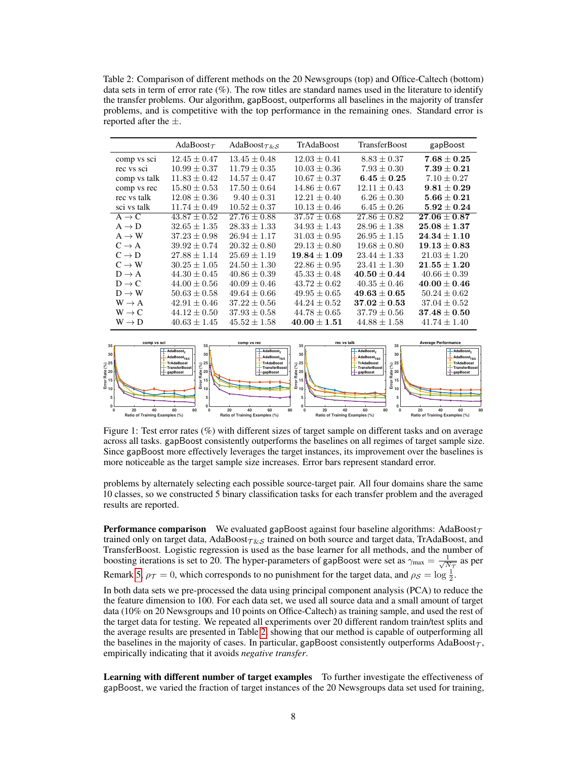Table 2: Comparison of different methods on the 20 Newsgroups (top) and Office-Caltech (bottom) data sets in term of error rate (%). The row titles are standard names used in the literature to identify the transfer problems. Our algorithm, gapBoost, outperforms all baselines in the majority of transfer problems, and is competitive with the top performance in the remaining ones. Standard error is reported after the ±.

| | AdaBoost$_{\mathcal{T}}$ | AdaBoost$_{\mathcal{T}\&\mathcal{S}}$ | TrAdaBoost | TransferBoost | gapBoost |
|---|---|---|---|---|---|
| comp vs sci | $12.45 \pm 0.47$ | $13.45 \pm 0.48$ | $12.03 \pm 0.41$ | $8.83 \pm 0.37$ | $\mathbf{7.68 \pm 0.25}$ |
| rec vs sci | $10.99 \pm 0.37$ | $11.79 \pm 0.35$ | $10.03 \pm 0.36$ | $7.93 \pm 0.30$ | $\mathbf{7.39 \pm 0.21}$ |
| comp vs talk | $11.83 \pm 0.42$ | $14.57 \pm 0.47$ | $10.67 \pm 0.37$ | $\mathbf{6.45 \pm 0.25}$ | $7.10 \pm 0.27$ |
| comp vs rec | $15.80 \pm 0.53$ | $17.50 \pm 0.64$ | $14.86 \pm 0.67$ | $12.11 \pm 0.43$ | $\mathbf{9.81 \pm 0.29}$ |
| rec vs talk | $12.08 \pm 0.36$ | $9.40 \pm 0.31$ | $12.21 \pm 0.40$ | $6.26 \pm 0.30$ | $\mathbf{5.66 \pm 0.21}$ |
| sci vs talk | $11.74 \pm 0.49$ | $10.52 \pm 0.37$ | $10.13 \pm 0.46$ | $6.45 \pm 0.26$ | $\mathbf{5.92 \pm 0.24}$ |
| A $\rightarrow$ C | $43.87 \pm 0.52$ | $27.76 \pm 0.88$ | $37.57 \pm 0.68$ | $27.86 \pm 0.82$ | $\mathbf{27.06 \pm 0.87}$ |
| A $\rightarrow$ D | $32.65 \pm 1.35$ | $28.33 \pm 1.33$ | $34.93 \pm 1.43$ | $28.96 \pm 1.38$ | $\mathbf{25.08 \pm 1.37}$ |
| A $\rightarrow$ W | $37.23 \pm 0.98$ | $26.94 \pm 1.17$ | $31.03 \pm 0.95$ | $26.95 \pm 1.15$ | $\mathbf{24.34 \pm 1.10}$ |
| C $\rightarrow$ A | $39.92 \pm 0.74$ | $20.32 \pm 0.80$ | $29.13 \pm 0.80$ | $19.68 \pm 0.80$ | $\mathbf{19.13 \pm 0.83}$ |
| C $\rightarrow$ D | $27.88 \pm 1.14$ | $25.69 \pm 1.19$ | $\mathbf{19.84 \pm 1.09}$ | $23.44 \pm 1.33$ | $21.03 \pm 1.20$ |
| C $\rightarrow$ W | $30.25 \pm 1.05$ | $24.50 \pm 1.30$ | $22.86 \pm 0.95$ | $23.41 \pm 1.30$ | $\mathbf{21.55 \pm 1.20}$ |
| D $\rightarrow$ A | $44.30 \pm 0.45$ | $40.86 \pm 0.39$ | $45.33 \pm 0.48$ | $\mathbf{40.50 \pm 0.44}$ | $40.66 \pm 0.39$ |
| D $\rightarrow$ C | $44.00 \pm 0.56$ | $40.09 \pm 0.46$ | $43.72 \pm 0.62$ | $40.35 \pm 0.46$ | $\mathbf{40.00 \pm 0.46}$ |
| D $\rightarrow$ W | $50.63 \pm 0.58$ | $49.64 \pm 0.66$ | $49.95 \pm 0.65$ | $\mathbf{49.63 \pm 0.65}$ | $50.24 \pm 0.62$ |
| W $\rightarrow$ A | $42.91 \pm 0.46$ | $37.22 \pm 0.56$ | $44.24 \pm 0.52$ | $\mathbf{37.02 \pm 0.53}$ | $37.04 \pm 0.52$ |
| W $\rightarrow$ C | $44.12 \pm 0.50$ | $37.93 \pm 0.58$ | $44.78 \pm 0.65$ | $37.79 \pm 0.56$ | $\mathbf{37.48 \pm 0.50}$ |
| W $\rightarrow$ D | $40.63 \pm 1.45$ | $45.52 \pm 1.58$ | $\mathbf{40.00 \pm 1.51}$ | $44.88 \pm 1.58$ | $41.74 \pm 1.40$ |

Figure 1: Test error rates (%) with different sizes of target sample on different tasks and on average across all tasks. gapBoost consistently outperforms the baselines on all regimes of target sample size. Since gapBoost more effectively leverages the target instances, its improvement over the baselines is more noticeable as the target sample size increases. Error bars represent standard error.

problems by alternately selecting each possible source-target pair. All four domains share the same 10 classes, so we constructed 5 binary classification tasks for each transfer problem and the averaged results are reported.

**Performance comparison** We evaluated gapBoost against four baseline algorithms: AdaBoost$_{\mathcal{T}}$ trained only on target data, AdaBoost$_{\mathcal{T}\&\mathcal{S}}$ trained on both source and target data, TrAdaBoost, and TransferBoost. Logistic regression is used as the base learner for all methods, and the number of boosting iterations is set to 20. The hyper-parameters of gapBoost were set as $\gamma_{\max} = \frac{1}{\sqrt{N_{\mathcal{T}}}}$ as per Remark 5, $\rho_{\mathcal{T}} = 0$, which corresponds to no punishment for the target data, and $\rho_{\mathcal{S}} = \log \frac{1}{2}$.

In both data sets we pre-processed the data using principal component analysis (PCA) to reduce the feature dimension to 100. For each data set, we used all source data and a small amount of target data (10% on 20 Newsgroups and 10 points on Office-Caltech) as training sample, and used the rest of the target data for testing. We repeated all experiments over 20 different random train/test splits and the average results are presented in Table 2, showing that our method is capable of outperforming all the baselines in the majority of cases. In particular, gapBoost consistently outperforms AdaBoost$_{\mathcal{T}}$, empirically indicating that it avoids *negative transfer*.

**Learning with different number of target examples** To further investigate the effectiveness of gapBoost, we varied the fraction of target instances of the 20 Newsgroups data set used for training,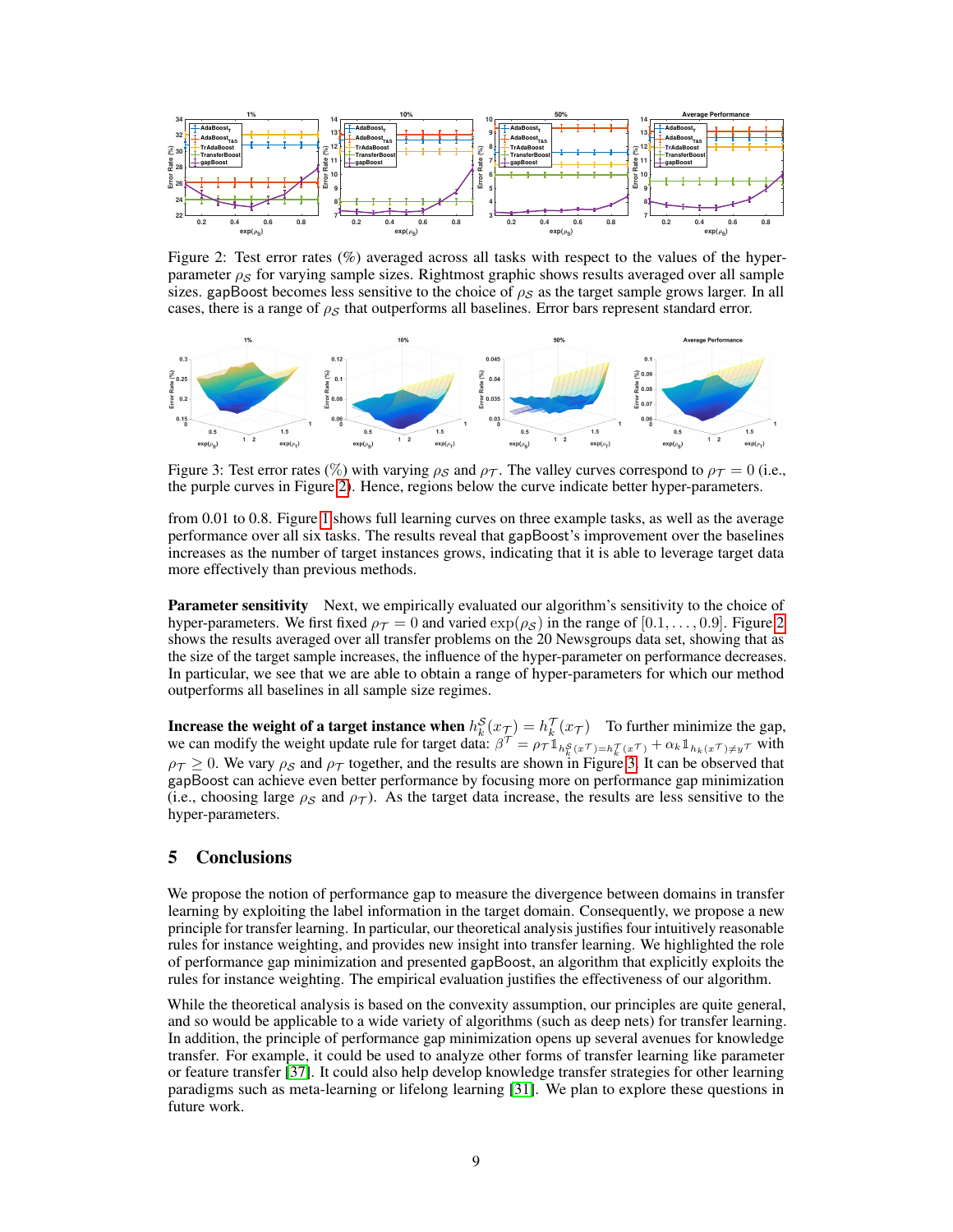Figure 2: Test error rates (%) averaged across all tasks with respect to the values of the hyper-parameter $\rho_S$ for varying sample sizes. Rightmost graphic shows results averaged over all sample sizes. gapBoost becomes less sensitive to the choice of $\rho_S$ as the target sample grows larger. In all cases, there is a range of $\rho_S$ that outperforms all baselines. Error bars represent standard error.

Figure 3: Test error rates (%) with varying $\rho_S$ and $\rho_T$. The valley curves correspond to $\rho_T = 0$ (i.e., the purple curves in Figure 2). Hence, regions below the curve indicate better hyper-parameters.

from 0.01 to 0.8. Figure 1 shows full learning curves on three example tasks, as well as the average performance over all six tasks. The results reveal that gapBoost's improvement over the baselines increases as the number of target instances grows, indicating that it is able to leverage target data more effectively than previous methods.

**Parameter sensitivity** Next, we empirically evaluated our algorithm's sensitivity to the choice of hyper-parameters. We first fixed $\rho_T = 0$ and varied $\exp(\rho_S)$ in the range of $[0.1, \ldots, 0.9]$. Figure 2 shows the results averaged over all transfer problems on the 20 Newsgroups data set, showing that as the size of the target sample increases, the influence of the hyper-parameter on performance decreases. In particular, we see that we are able to obtain a range of hyper-parameters for which our method outperforms all baselines in all sample size regimes.

**Increase the weight of a target instance when $h_k^S(x_T) = h_k^T(x_T)$** To further minimize the gap, we can modify the weight update rule for target data: $\beta^T = \rho_T \mathbb{1}_{h_k^S(x^T) = h_k^T(x^T)} + \alpha_k \mathbb{1}_{h_k(x^T) \neq y^T}$ with $\rho_T \geq 0$. We vary $\rho_S$ and $\rho_T$ together, and the results are shown in Figure 3. It can be observed that gapBoost can achieve even better performance by focusing more on performance gap minimization (i.e., choosing large $\rho_S$ and $\rho_T$). As the target data increase, the results are less sensitive to the hyper-parameters.

## 5 Conclusions

We propose the notion of performance gap to measure the divergence between domains in transfer learning by exploiting the label information in the target domain. Consequently, we propose a new principle for transfer learning. In particular, our theoretical analysis justifies four intuitively reasonable rules for instance weighting, and provides new insight into transfer learning. We highlighted the role of performance gap minimization and presented gapBoost, an algorithm that explicitly exploits the rules for instance weighting. The empirical evaluation justifies the effectiveness of our algorithm.

While the theoretical analysis is based on the convexity assumption, our principles are quite general, and so would be applicable to a wide variety of algorithms (such as deep nets) for transfer learning. In addition, the principle of performance gap minimization opens up several avenues for knowledge transfer. For example, it could be used to analyze other forms of transfer learning like parameter or feature transfer [37]. It could also help develop knowledge transfer strategies for other learning paradigms such as meta-learning or lifelong learning [31]. We plan to explore these questions in future work.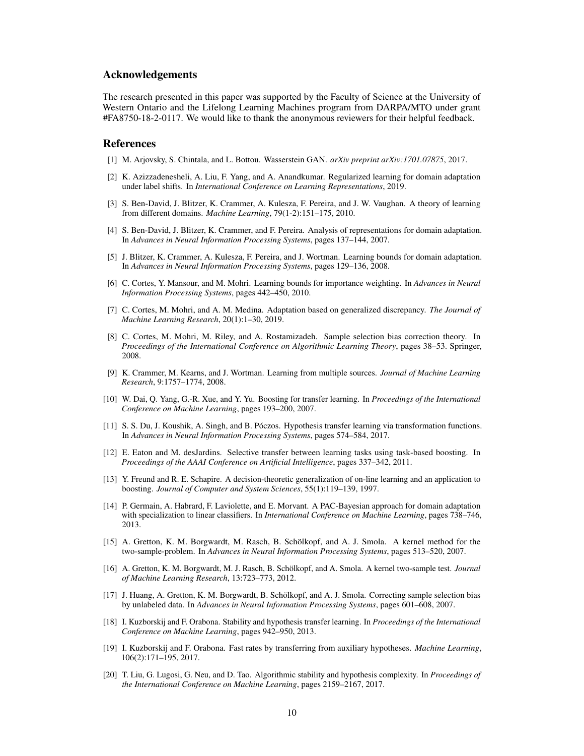## Acknowledgements

The research presented in this paper was supported by the Faculty of Science at the University of Western Ontario and the Lifelong Learning Machines program from DARPA/MTO under grant #FA8750-18-2-0117. We would like to thank the anonymous reviewers for their helpful feedback.

## References

[1] M. Arjovsky, S. Chintala, and L. Bottou. Wasserstein GAN. *arXiv preprint arXiv:1701.07875*, 2017.

[2] K. Azizzadenesheli, A. Liu, F. Yang, and A. Anandkumar. Regularized learning for domain adaptation under label shifts. In *International Conference on Learning Representations*, 2019.

[3] S. Ben-David, J. Blitzer, K. Crammer, A. Kulesza, F. Pereira, and J. W. Vaughan. A theory of learning from different domains. *Machine Learning*, 79(1-2):151–175, 2010.

[4] S. Ben-David, J. Blitzer, K. Crammer, and F. Pereira. Analysis of representations for domain adaptation. In *Advances in Neural Information Processing Systems*, pages 137–144, 2007.

[5] J. Blitzer, K. Crammer, A. Kulesza, F. Pereira, and J. Wortman. Learning bounds for domain adaptation. In *Advances in Neural Information Processing Systems*, pages 129–136, 2008.

[6] C. Cortes, Y. Mansour, and M. Mohri. Learning bounds for importance weighting. In *Advances in Neural Information Processing Systems*, pages 442–450, 2010.

[7] C. Cortes, M. Mohri, and A. M. Medina. Adaptation based on generalized discrepancy. *The Journal of Machine Learning Research*, 20(1):1–30, 2019.

[8] C. Cortes, M. Mohri, M. Riley, and A. Rostamizadeh. Sample selection bias correction theory. In *Proceedings of the International Conference on Algorithmic Learning Theory*, pages 38–53. Springer, 2008.

[9] K. Crammer, M. Kearns, and J. Wortman. Learning from multiple sources. *Journal of Machine Learning Research*, 9:1757–1774, 2008.

[10] W. Dai, Q. Yang, G.-R. Xue, and Y. Yu. Boosting for transfer learning. In *Proceedings of the International Conference on Machine Learning*, pages 193–200, 2007.

[11] S. S. Du, J. Koushik, A. Singh, and B. Póczos. Hypothesis transfer learning via transformation functions. In *Advances in Neural Information Processing Systems*, pages 574–584, 2017.

[12] E. Eaton and M. desJardins. Selective transfer between learning tasks using task-based boosting. In *Proceedings of the AAAI Conference on Artificial Intelligence*, pages 337–342, 2011.

[13] Y. Freund and R. E. Schapire. A decision-theoretic generalization of on-line learning and an application to boosting. *Journal of Computer and System Sciences*, 55(1):119–139, 1997.

[14] P. Germain, A. Habrard, F. Laviolette, and E. Morvant. A PAC-Bayesian approach for domain adaptation with specialization to linear classifiers. In *International Conference on Machine Learning*, pages 738–746, 2013.

[15] A. Gretton, K. M. Borgwardt, M. Rasch, B. Schölkopf, and A. J. Smola. A kernel method for the two-sample-problem. In *Advances in Neural Information Processing Systems*, pages 513–520, 2007.

[16] A. Gretton, K. M. Borgwardt, M. J. Rasch, B. Schölkopf, and A. Smola. A kernel two-sample test. *Journal of Machine Learning Research*, 13:723–773, 2012.

[17] J. Huang, A. Gretton, K. M. Borgwardt, B. Schölkopf, and A. J. Smola. Correcting sample selection bias by unlabeled data. In *Advances in Neural Information Processing Systems*, pages 601–608, 2007.

[18] I. Kuzborskij and F. Orabona. Stability and hypothesis transfer learning. In *Proceedings of the International Conference on Machine Learning*, pages 942–950, 2013.

[19] I. Kuzborskij and F. Orabona. Fast rates by transferring from auxiliary hypotheses. *Machine Learning*, 106(2):171–195, 2017.

[20] T. Liu, G. Lugosi, G. Neu, and D. Tao. Algorithmic stability and hypothesis complexity. In *Proceedings of the International Conference on Machine Learning*, pages 2159–2167, 2017.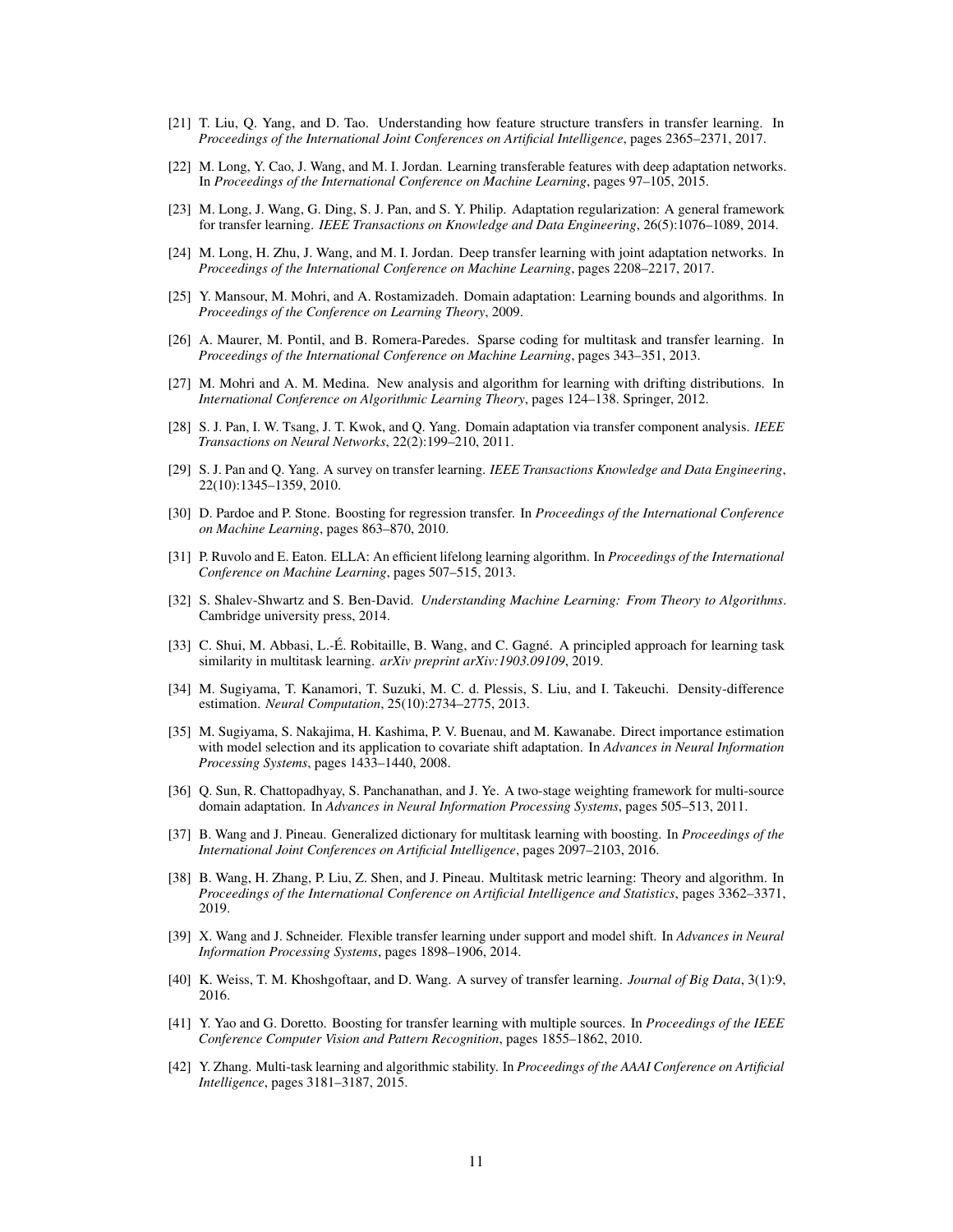[21] T. Liu, Q. Yang, and D. Tao. Understanding how feature structure transfers in transfer learning. In *Proceedings of the International Joint Conferences on Artificial Intelligence*, pages 2365–2371, 2017.

[22] M. Long, Y. Cao, J. Wang, and M. I. Jordan. Learning transferable features with deep adaptation networks. In *Proceedings of the International Conference on Machine Learning*, pages 97–105, 2015.

[23] M. Long, J. Wang, G. Ding, S. J. Pan, and S. Y. Philip. Adaptation regularization: A general framework for transfer learning. *IEEE Transactions on Knowledge and Data Engineering*, 26(5):1076–1089, 2014.

[24] M. Long, H. Zhu, J. Wang, and M. I. Jordan. Deep transfer learning with joint adaptation networks. In *Proceedings of the International Conference on Machine Learning*, pages 2208–2217, 2017.

[25] Y. Mansour, M. Mohri, and A. Rostamizadeh. Domain adaptation: Learning bounds and algorithms. In *Proceedings of the Conference on Learning Theory*, 2009.

[26] A. Maurer, M. Pontil, and B. Romera-Paredes. Sparse coding for multitask and transfer learning. In *Proceedings of the International Conference on Machine Learning*, pages 343–351, 2013.

[27] M. Mohri and A. M. Medina. New analysis and algorithm for learning with drifting distributions. In *International Conference on Algorithmic Learning Theory*, pages 124–138. Springer, 2012.

[28] S. J. Pan, I. W. Tsang, J. T. Kwok, and Q. Yang. Domain adaptation via transfer component analysis. *IEEE Transactions on Neural Networks*, 22(2):199–210, 2011.

[29] S. J. Pan and Q. Yang. A survey on transfer learning. *IEEE Transactions Knowledge and Data Engineering*, 22(10):1345–1359, 2010.

[30] D. Pardoe and P. Stone. Boosting for regression transfer. In *Proceedings of the International Conference on Machine Learning*, pages 863–870, 2010.

[31] P. Ruvolo and E. Eaton. ELLA: An efficient lifelong learning algorithm. In *Proceedings of the International Conference on Machine Learning*, pages 507–515, 2013.

[32] S. Shalev-Shwartz and S. Ben-David. *Understanding Machine Learning: From Theory to Algorithms*. Cambridge university press, 2014.

[33] C. Shui, M. Abbasi, L.-É. Robitaille, B. Wang, and C. Gagné. A principled approach for learning task similarity in multitask learning. *arXiv preprint arXiv:1903.09109*, 2019.

[34] M. Sugiyama, T. Kanamori, T. Suzuki, M. C. d. Plessis, S. Liu, and I. Takeuchi. Density-difference estimation. *Neural Computation*, 25(10):2734–2775, 2013.

[35] M. Sugiyama, S. Nakajima, H. Kashima, P. V. Buenau, and M. Kawanabe. Direct importance estimation with model selection and its application to covariate shift adaptation. In *Advances in Neural Information Processing Systems*, pages 1433–1440, 2008.

[36] Q. Sun, R. Chattopadhyay, S. Panchanathan, and J. Ye. A two-stage weighting framework for multi-source domain adaptation. In *Advances in Neural Information Processing Systems*, pages 505–513, 2011.

[37] B. Wang and J. Pineau. Generalized dictionary for multitask learning with boosting. In *Proceedings of the International Joint Conferences on Artificial Intelligence*, pages 2097–2103, 2016.

[38] B. Wang, H. Zhang, P. Liu, Z. Shen, and J. Pineau. Multitask metric learning: Theory and algorithm. In *Proceedings of the International Conference on Artificial Intelligence and Statistics*, pages 3362–3371, 2019.

[39] X. Wang and J. Schneider. Flexible transfer learning under support and model shift. In *Advances in Neural Information Processing Systems*, pages 1898–1906, 2014.

[40] K. Weiss, T. M. Khoshgoftaar, and D. Wang. A survey of transfer learning. *Journal of Big Data*, 3(1):9, 2016.

[41] Y. Yao and G. Doretto. Boosting for transfer learning with multiple sources. In *Proceedings of the IEEE Conference Computer Vision and Pattern Recognition*, pages 1855–1862, 2010.

[42] Y. Zhang. Multi-task learning and algorithmic stability. In *Proceedings of the AAAI Conference on Artificial Intelligence*, pages 3181–3187, 2015.